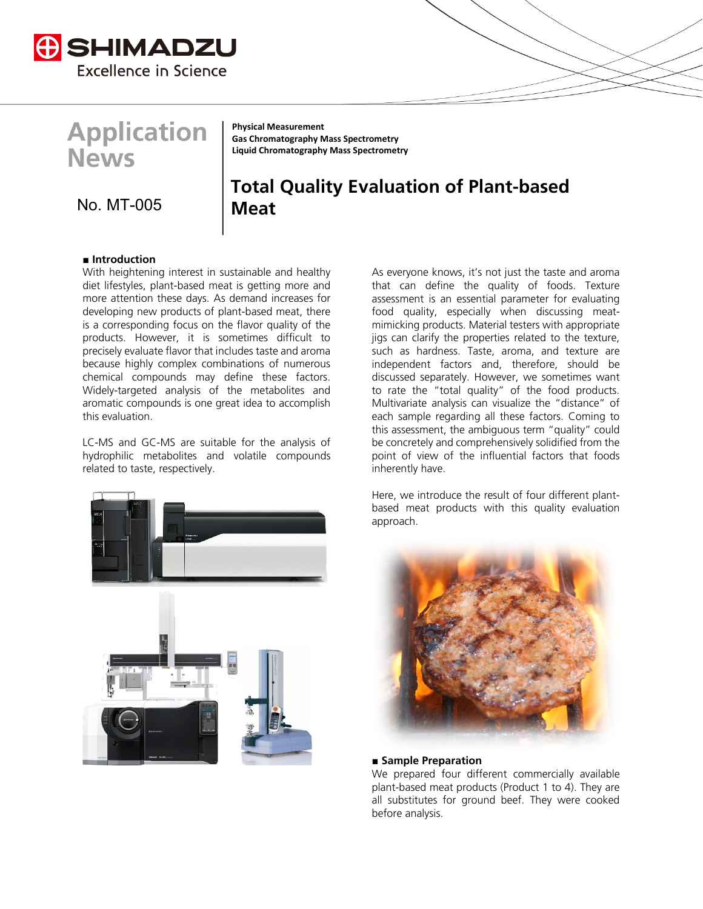SHIMADZU
Excellence in Science

# Application News

No. MT-005

**Physical Measurement**
**Gas Chromatography Mass Spectrometry**
**Liquid Chromatography Mass Spectrometry**

# Total Quality Evaluation of Plant-based Meat

## ■ Introduction

With heightening interest in sustainable and healthy diet lifestyles, plant-based meat is getting more and more attention these days. As demand increases for developing new products of plant-based meat, there is a corresponding focus on the flavor quality of the products. However, it is sometimes difficult to precisely evaluate flavor that includes taste and aroma because highly complex combinations of numerous chemical compounds may define these factors. Widely-targeted analysis of the metabolites and aromatic compounds is one great idea to accomplish this evaluation.

LC-MS and GC-MS are suitable for the analysis of hydrophilic metabolites and volatile compounds related to taste, respectively.

As everyone knows, it's not just the taste and aroma that can define the quality of foods. Texture assessment is an essential parameter for evaluating food quality, especially when discussing meat-mimicking products. Material testers with appropriate jigs can clarify the properties related to the texture, such as hardness. Taste, aroma, and texture are independent factors and, therefore, should be discussed separately. However, we sometimes want to rate the "total quality" of the food products. Multivariate analysis can visualize the "distance" of each sample regarding all these factors. Coming to this assessment, the ambiguous term "quality" could be concretely and comprehensively solidified from the point of view of the influential factors that foods inherently have.

Here, we introduce the result of four different plant-based meat products with this quality evaluation approach.

## ■ Sample Preparation

We prepared four different commercially available plant-based meat products (Product 1 to 4). They are all substitutes for ground beef. They were cooked before analysis.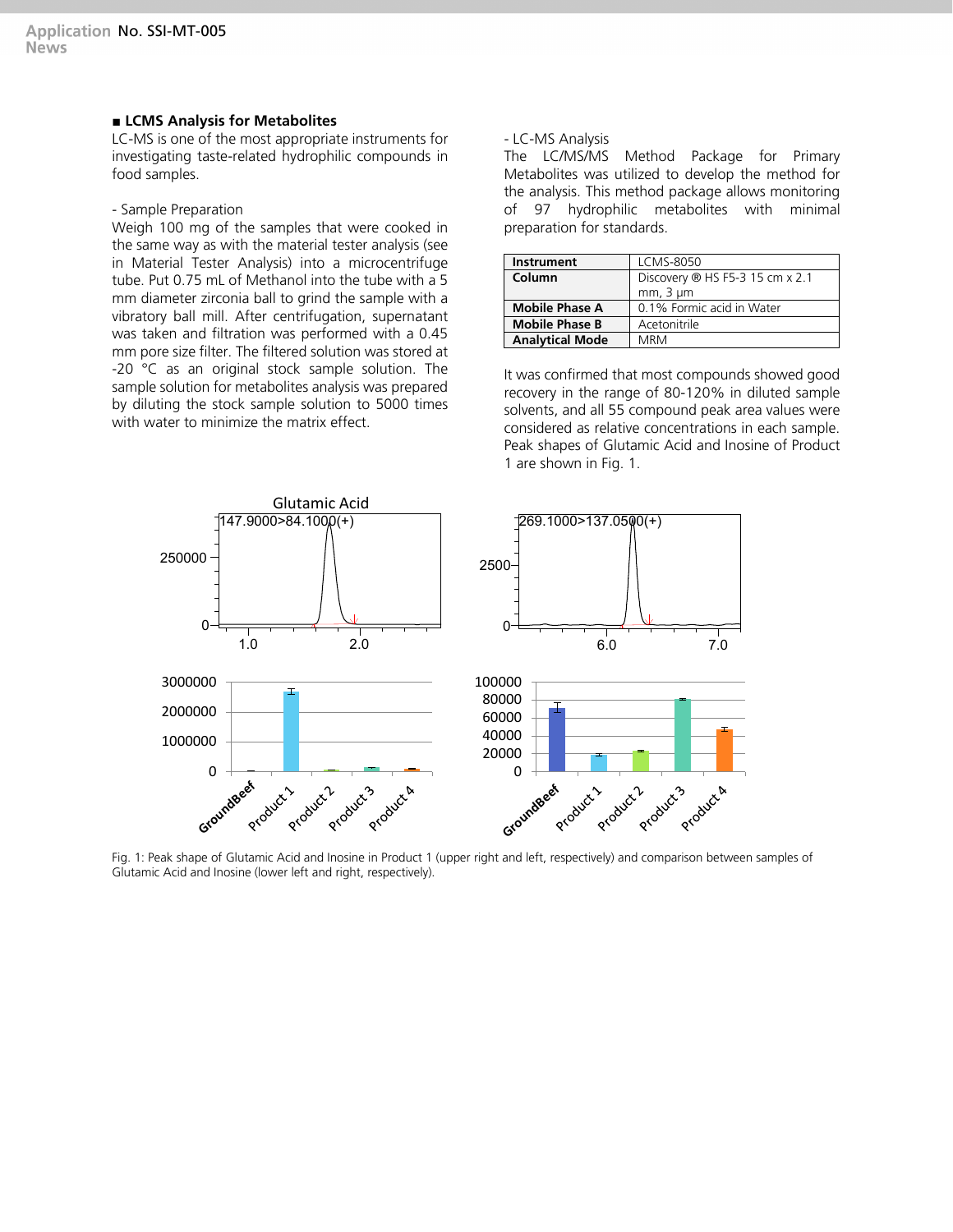## ■ LCMS Analysis for Metabolites

LC-MS is one of the most appropriate instruments for investigating taste-related hydrophilic compounds in food samples.

- Sample Preparation

Weigh 100 mg of the samples that were cooked in the same way as with the material tester analysis (see in Material Tester Analysis) into a microcentrifuge tube. Put 0.75 mL of Methanol into the tube with a 5 mm diameter zirconia ball to grind the sample with a vibratory ball mill. After centrifugation, supernatant was taken and filtration was performed with a 0.45 mm pore size filter. The filtered solution was stored at -20 °C as an original stock sample solution. The sample solution for metabolites analysis was prepared by diluting the stock sample solution to 5000 times with water to minimize the matrix effect.

- LC-MS Analysis

The LC/MS/MS Method Package for Primary Metabolites was utilized to develop the method for the analysis. This method package allows monitoring of 97 hydrophilic metabolites with minimal preparation for standards.

| | |
|---|---|
| **Instrument** | LCMS-8050 |
| **Column** | Discovery ® HS F5-3 15 cm x 2.1 mm, 3 μm |
| **Mobile Phase A** | 0.1% Formic acid in Water |
| **Mobile Phase B** | Acetonitrile |
| **Analytical Mode** | MRM |

It was confirmed that most compounds showed good recovery in the range of 80-120% in diluted sample solvents, and all 55 compound peak area values were considered as relative concentrations in each sample. Peak shapes of Glutamic Acid and Inosine of Product 1 are shown in Fig. 1.

Glutamic Acid
147.9000>84.1000(+)
250000
0
1.0
2.0

269.1000>137.0500(+)
2500
0
6.0
7.0

3000000
2000000
1000000
0
GroundBeef
Product 1
Product 2
Product 3
Product 4

100000
80000
60000
40000
20000
0
GroundBeef
Product 1
Product 2
Product 3
Product 4

Fig. 1: Peak shape of Glutamic Acid and Inosine in Product 1 (upper right and left, respectively) and comparison between samples of Glutamic Acid and Inosine (lower left and right, respectively).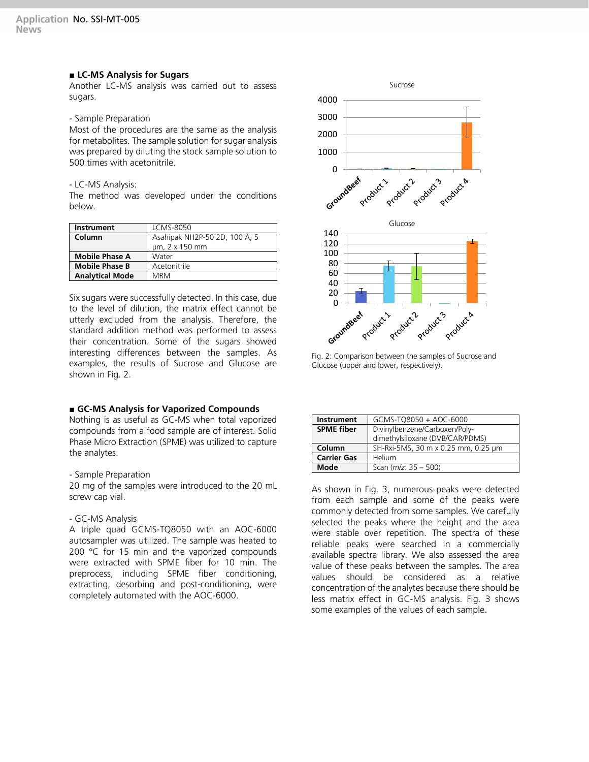## ■ LC-MS Analysis for Sugars

Another LC-MS analysis was carried out to assess sugars.

- Sample Preparation

Most of the procedures are the same as the analysis for metabolites. The sample solution for sugar analysis was prepared by diluting the stock sample solution to 500 times with acetonitrile.

- LC-MS Analysis:

The method was developed under the conditions below.

| | |
|---|---|
| **Instrument** | LCMS-8050 |
| **Column** | Asahipak NH2P-50 2D, 100 Å, 5 μm, 2 x 150 mm |
| **Mobile Phase A** | Water |
| **Mobile Phase B** | Acetonitrile |
| **Analytical Mode** | MRM |

Six sugars were successfully detected. In this case, due to the level of dilution, the matrix effect cannot be utterly excluded from the analysis. Therefore, the standard addition method was performed to assess their concentration. Some of the sugars showed interesting differences between the samples. As examples, the results of Sucrose and Glucose are shown in Fig. 2.

Sucrose
4000
3000
2000
1000
0
GroundBeef
Product 1
Product 2
Product 3
Product 4

Glucose
140
120
100
80
60
40
20
0
GroundBeef
Product 1
Product 2
Product 3
Product 4

Fig. 2: Comparison between the samples of Sucrose and Glucose (upper and lower, respectively).

## ■ GC-MS Analysis for Vaporized Compounds

Nothing is as useful as GC-MS when total vaporized compounds from a food sample are of interest. Solid Phase Micro Extraction (SPME) was utilized to capture the analytes.

- Sample Preparation

20 mg of the samples were introduced to the 20 mL screw cap vial.

- GC-MS Analysis

A triple quad GCMS-TQ8050 with an AOC-6000 autosampler was utilized. The sample was heated to 200 °C for 15 min and the vaporized compounds were extracted with SPME fiber for 10 min. The preprocess, including SPME fiber conditioning, extracting, desorbing and post-conditioning, were completely automated with the AOC-6000.

| | |
|---|---|
| **Instrument** | GCMS-TQ8050 + AOC-6000 |
| **SPME fiber** | Divinylbenzene/Carboxen/Poly-dimethylsiloxane (DVB/CAR/PDMS) |
| **Column** | SH-Rxi-5MS, 30 m x 0.25 mm, 0.25 μm |
| **Carrier Gas** | Helium |
| **Mode** | Scan (*m/z*: 35 – 500) |

As shown in Fig. 3, numerous peaks were detected from each sample and some of the peaks were commonly detected from some samples. We carefully selected the peaks where the height and the area were stable over repetition. The spectra of these reliable peaks were searched in a commercially available spectra library. We also assessed the area value of these peaks between the samples. The area values should be considered as a relative concentration of the analytes because there should be less matrix effect in GC-MS analysis. Fig. 3 shows some examples of the values of each sample.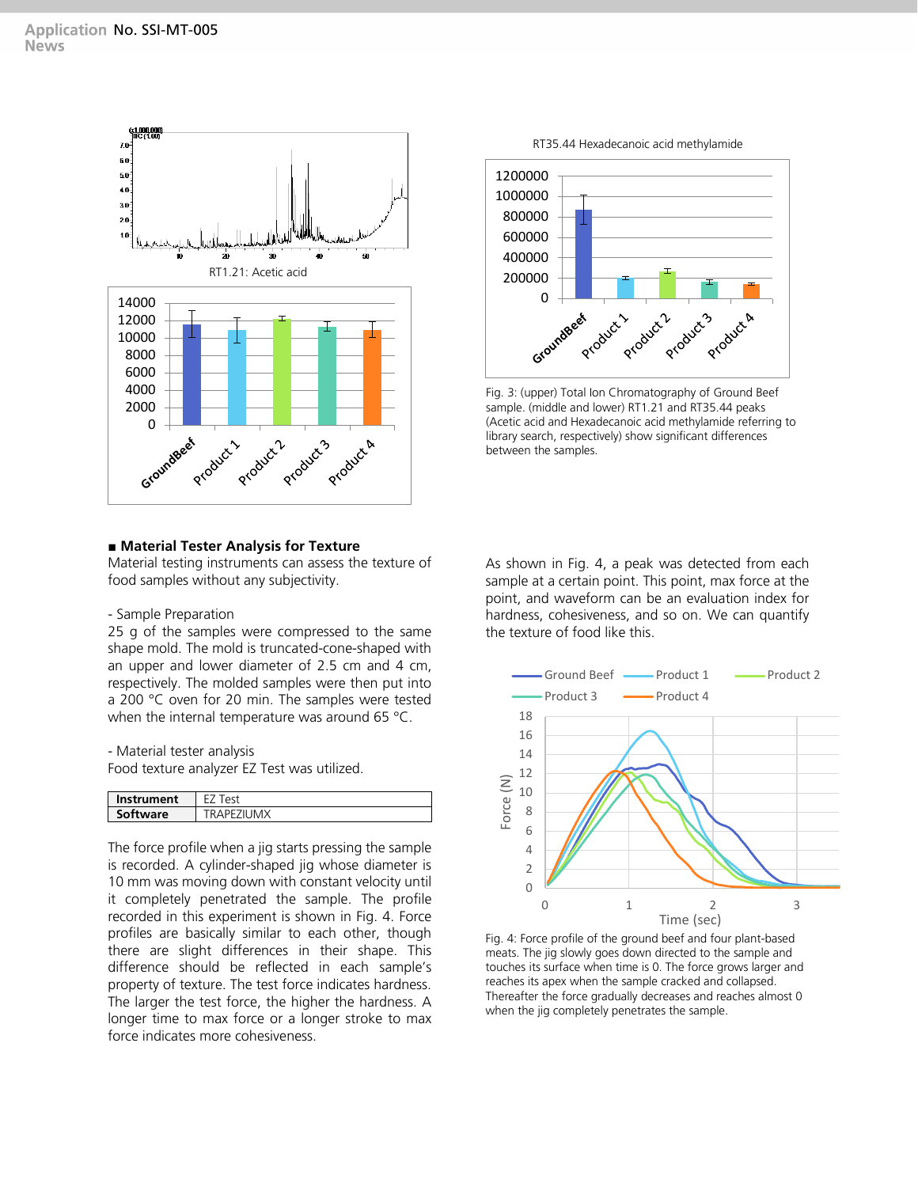RT1.21: Acetic acid

14000
12000
10000
8000
6000
4000
2000
0

GroundBeef Product 1 Product 2 Product 3 Product 4

RT35.44 Hexadecanoic acid methylamide

1200000
1000000
800000
600000
400000
200000
0

GroundBeef Product 1 Product 2 Product 3 Product 4

Fig. 3: (upper) Total Ion Chromatography of Ground Beef sample. (middle and lower) RT1.21 and RT35.44 peaks (Acetic acid and Hexadecanoic acid methylamide referring to library search, respectively) show significant differences between the samples.

## ■ Material Tester Analysis for Texture

Material testing instruments can assess the texture of food samples without any subjectivity.

- Sample Preparation

25 g of the samples were compressed to the same shape mold. The mold is truncated-cone-shaped with an upper and lower diameter of 2.5 cm and 4 cm, respectively. The molded samples were then put into a 200 °C oven for 20 min. The samples were tested when the internal temperature was around 65 °C.

- Material tester analysis

Food texture analyzer EZ Test was utilized.

| | |
|---|---|
| **Instrument** | EZ Test |
| **Software** | TRAPEZIUMX |

The force profile when a jig starts pressing the sample is recorded. A cylinder-shaped jig whose diameter is 10 mm was moving down with constant velocity until it completely penetrated the sample. The profile recorded in this experiment is shown in Fig. 4. Force profiles are basically similar to each other, though there are slight differences in their shape. This difference should be reflected in each sample's property of texture. The test force indicates hardness. The larger the test force, the higher the hardness. A longer time to max force or a longer stroke to max force indicates more cohesiveness.

As shown in Fig. 4, a peak was detected from each sample at a certain point. This point, max force at the point, and waveform can be an evaluation index for hardness, cohesiveness, and so on. We can quantify the texture of food like this.

Ground Beef Product 1 Product 2 Product 3 Product 4

Force (N)
18
16
14
12
10
8
6
4
2
0

0 1 2 3
Time (sec)

Fig. 4: Force profile of the ground beef and four plant-based meats. The jig slowly goes down directed to the sample and touches its surface when time is 0. The force grows larger and reaches its apex when the sample cracked and collapsed. Thereafter the force gradually decreases and reaches almost 0 when the jig completely penetrates the sample.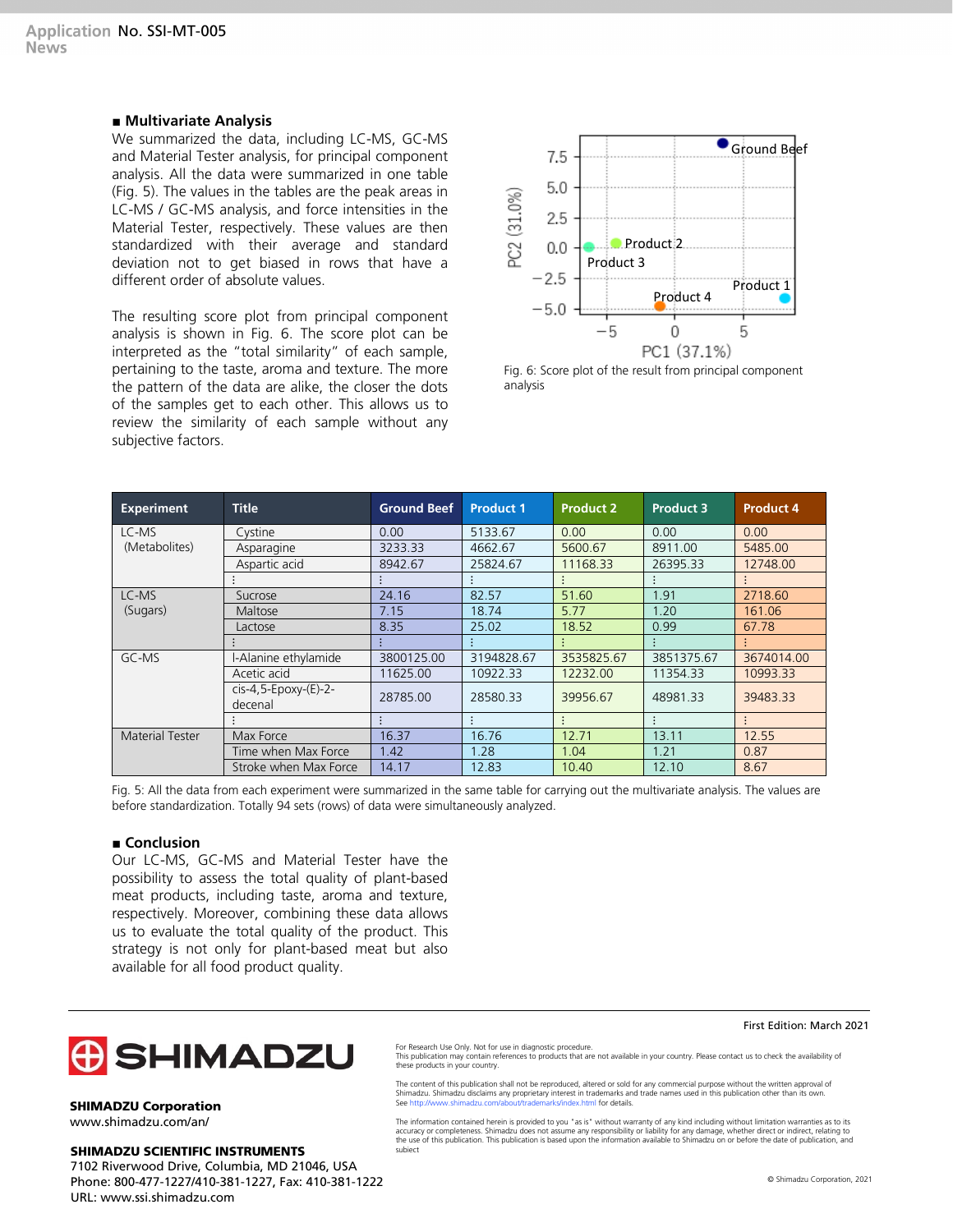### ■ Multivariate Analysis

We summarized the data, including LC-MS, GC-MS and Material Tester analysis, for principal component analysis. All the data were summarized in one table (Fig. 5). The values in the tables are the peak areas in LC-MS / GC-MS analysis, and force intensities in the Material Tester, respectively. These values are then standardized with their average and standard deviation not to get biased in rows that have a different order of absolute values.

The resulting score plot from principal component analysis is shown in Fig. 6. The score plot can be interpreted as the "total similarity" of each sample, pertaining to the taste, aroma and texture. The more the pattern of the data are alike, the closer the dots of the samples get to each other. This allows us to review the similarity of each sample without any subjective factors.

Ground Beef
Product 2
Product 3
Product 1
Product 4
7.5
5.0
2.5
0.0
−2.5
−5.0
PC2 (31.0%)
−5
0
5
PC1 (37.1%)

Fig. 6: Score plot of the result from principal component analysis

| Experiment | Title | Ground Beef | Product 1 | Product 2 | Product 3 | Product 4 |
|---|---|---|---|---|---|---|
| LC-MS (Metabolites) | Cystine | 0.00 | 5133.67 | 0.00 | 0.00 | 0.00 |
| | Asparagine | 3233.33 | 4662.67 | 5600.67 | 8911.00 | 5485.00 |
| | Aspartic acid | 8942.67 | 25824.67 | 11168.33 | 26395.33 | 12748.00 |
| | ⋮ | ⋮ | ⋮ | ⋮ | ⋮ | ⋮ |
| LC-MS (Sugars) | Sucrose | 24.16 | 82.57 | 51.60 | 1.91 | 2718.60 |
| | Maltose | 7.15 | 18.74 | 5.77 | 1.20 | 161.06 |
| | Lactose | 8.35 | 25.02 | 18.52 | 0.99 | 67.78 |
| | ⋮ | ⋮ | ⋮ | ⋮ | ⋮ | ⋮ |
| GC-MS | l-Alanine ethylamide | 3800125.00 | 3194828.67 | 3535825.67 | 3851375.67 | 3674014.00 |
| | Acetic acid | 11625.00 | 10922.33 | 12232.00 | 11354.33 | 10993.33 |
| | cis-4,5-Epoxy-(E)-2-decenal | 28785.00 | 28580.33 | 39956.67 | 48981.33 | 39483.33 |
| | ⋮ | ⋮ | ⋮ | ⋮ | ⋮ | ⋮ |
| Material Tester | Max Force | 16.37 | 16.76 | 12.71 | 13.11 | 12.55 |
| | Time when Max Force | 1.42 | 1.28 | 1.04 | 1.21 | 0.87 |
| | Stroke when Max Force | 14.17 | 12.83 | 10.40 | 12.10 | 8.67 |

Fig. 5: All the data from each experiment were summarized in the same table for carrying out the multivariate analysis. The values are before standardization. Totally 94 sets (rows) of data were simultaneously analyzed.

### ■ Conclusion

Our LC-MS, GC-MS and Material Tester have the possibility to assess the total quality of plant-based meat products, including taste, aroma and texture, respectively. Moreover, combining these data allows us to evaluate the total quality of the product. This strategy is not only for plant-based meat but also available for all food product quality.

First Edition: March 2021

**SHIMADZU Corporation**
www.shimadzu.com/an/

**SHIMADZU SCIENTIFIC INSTRUMENTS**
7102 Riverwood Drive, Columbia, MD 21046, USA
Phone: 800-477-1227/410-381-1227, Fax: 410-381-1222
URL: www.ssi.shimadzu.com

For Research Use Only. Not for use in diagnostic procedure.
This publication may contain references to products that are not available in your country. Please contact us to check the availability of these products in your country.

The content of this publication shall not be reproduced, altered or sold for any commercial purpose without the written approval of Shimadzu. Shimadzu disclaims any proprietary interest in trademarks and trade names used in this publication other than its own. See http://www.shimadzu.com/about/trademarks/index.html for details.

The information contained herein is provided to you "as is" without warranty of any kind including without limitation warranties as to its accuracy or completeness. Shimadzu does not assume any responsibility or liability for any damage, whether direct or indirect, relating to the use of this publication. This publication is based upon the information available to Shimadzu on or before the date of publication, and subject

© Shimadzu Corporation, 2021